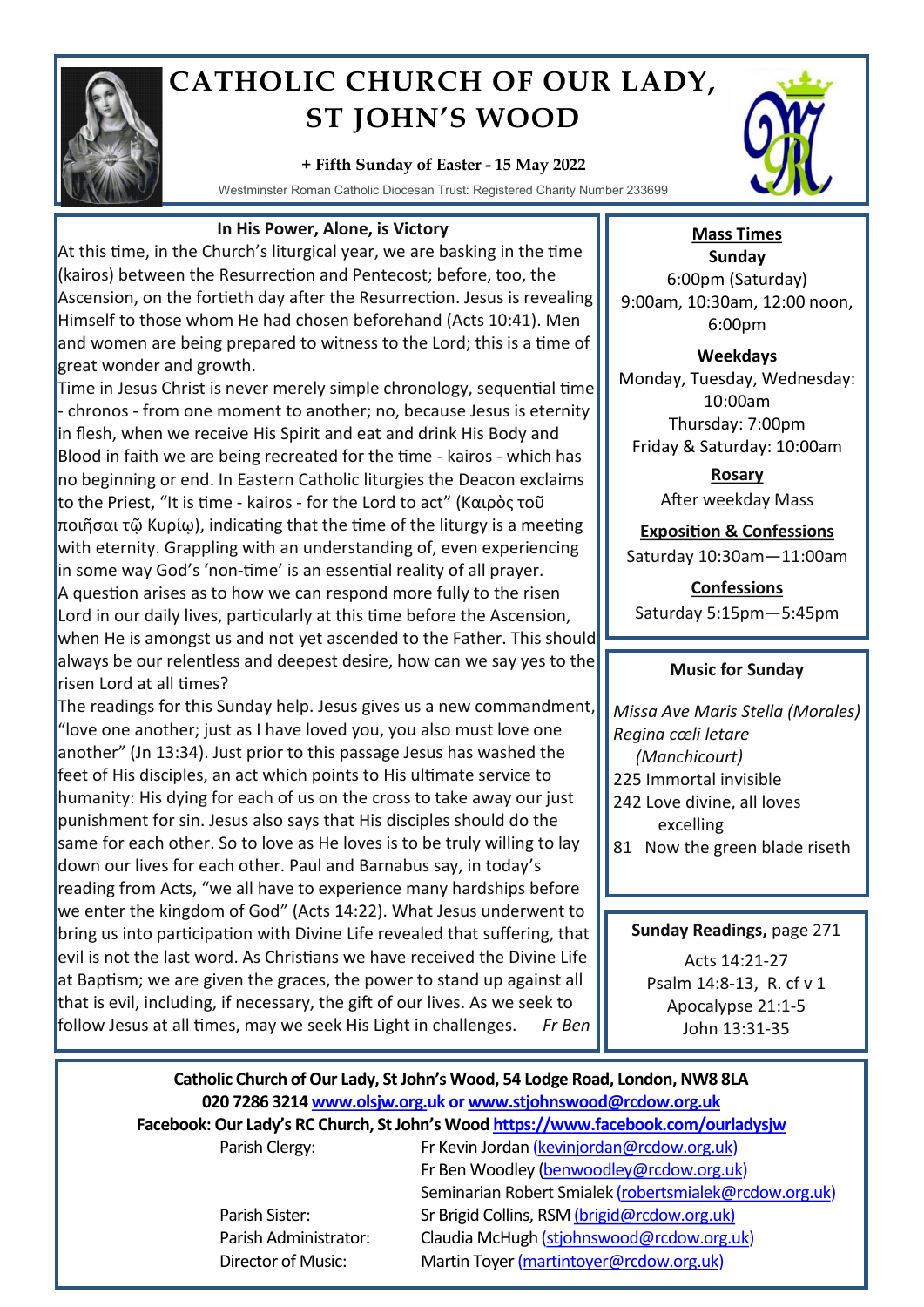# CATHOLIC CHURCH OF OUR LADY, ST JOHN'S WOOD

**+ Fifth Sunday of Easter - 15 May 2022**

Westminster Roman Catholic Diocesan Trust: Registered Charity Number 233699

## In His Power, Alone, is Victory

At this time, in the Church's liturgical year, we are basking in the time (kairos) between the Resurrection and Pentecost; before, too, the Ascension, on the fortieth day after the Resurrection. Jesus is revealing Himself to those whom He had chosen beforehand (Acts 10:41). Men and women are being prepared to witness to the Lord; this is a time of great wonder and growth.

Time in Jesus Christ is never merely simple chronology, sequential time - chronos - from one moment to another; no, because Jesus is eternity in flesh, when we receive His Spirit and eat and drink His Body and Blood in faith we are being recreated for the time - kairos - which has no beginning or end. In Eastern Catholic liturgies the Deacon exclaims to the Priest, "It is time - kairos - for the Lord to act" (Καιρὸς τοῦ ποιῆσαι τῷ Κυρίῳ), indicating that the time of the liturgy is a meeting with eternity. Grappling with an understanding of, even experiencing in some way God's 'non-time' is an essential reality of all prayer.

A question arises as to how we can respond more fully to the risen Lord in our daily lives, particularly at this time before the Ascension, when He is amongst us and not yet ascended to the Father. This should always be our relentless and deepest desire, how can we say yes to the risen Lord at all times?

The readings for this Sunday help. Jesus gives us a new commandment, "love one another; just as I have loved you, you also must love one another" (Jn 13:34). Just prior to this passage Jesus has washed the feet of His disciples, an act which points to His ultimate service to humanity: His dying for each of us on the cross to take away our just punishment for sin. Jesus also says that His disciples should do the same for each other. So to love as He loves is to be truly willing to lay down our lives for each other. Paul and Barnabus say, in today's reading from Acts, "we all have to experience many hardships before we enter the kingdom of God" (Acts 14:22). What Jesus underwent to bring us into participation with Divine Life revealed that suffering, that evil is not the last word. As Christians we have received the Divine Life at Baptism; we are given the graces, the power to stand up against all that is evil, including, if necessary, the gift of our lives. As we seek to follow Jesus at all times, may we seek His Light in challenges. *Fr Ben*

## Mass Times

**Sunday**
6:00pm (Saturday)
9:00am, 10:30am, 12:00 noon, 6:00pm

**Weekdays**
Monday, Tuesday, Wednesday: 10:00am
Thursday: 7:00pm
Friday & Saturday: 10:00am

**Rosary**
After weekday Mass

**Exposition & Confessions**
Saturday 10:30am—11:00am

**Confessions**
Saturday 5:15pm—5:45pm

## Music for Sunday

*Missa Ave Maris Stella (Morales)*
*Regina cœli letare (Manchicourt)*
225 Immortal invisible
242 Love divine, all loves excelling
81 Now the green blade riseth

## Sunday Readings, page 271

Acts 14:21-27
Psalm 14:8-13, R. cf v 1
Apocalypse 21:1-5
John 13:31-35

---

**Catholic Church of Our Lady, St John's Wood, 54 Lodge Road, London, NW8 8LA**
**020 7286 3214 www.olsjw.org.uk or www.stjohnswood@rcdow.org.uk**
**Facebook: Our Lady's RC Church, St John's Wood https://www.facebook.com/ourladysjw**

| | |
|---|---|
| Parish Clergy: | Fr Kevin Jordan (kevinjordan@rcdow.org.uk) |
| | Fr Ben Woodley (benwoodley@rcdow.org.uk) |
| | Seminarian Robert Smialek (robertsmialek@rcdow.org.uk) |
| Parish Sister: | Sr Brigid Collins, RSM (brigid@rcdow.org.uk) |
| Parish Administrator: | Claudia McHugh (stjohnswood@rcdow.org.uk) |
| Director of Music: | Martin Toyer (martintoyer@rcdow.org.uk) |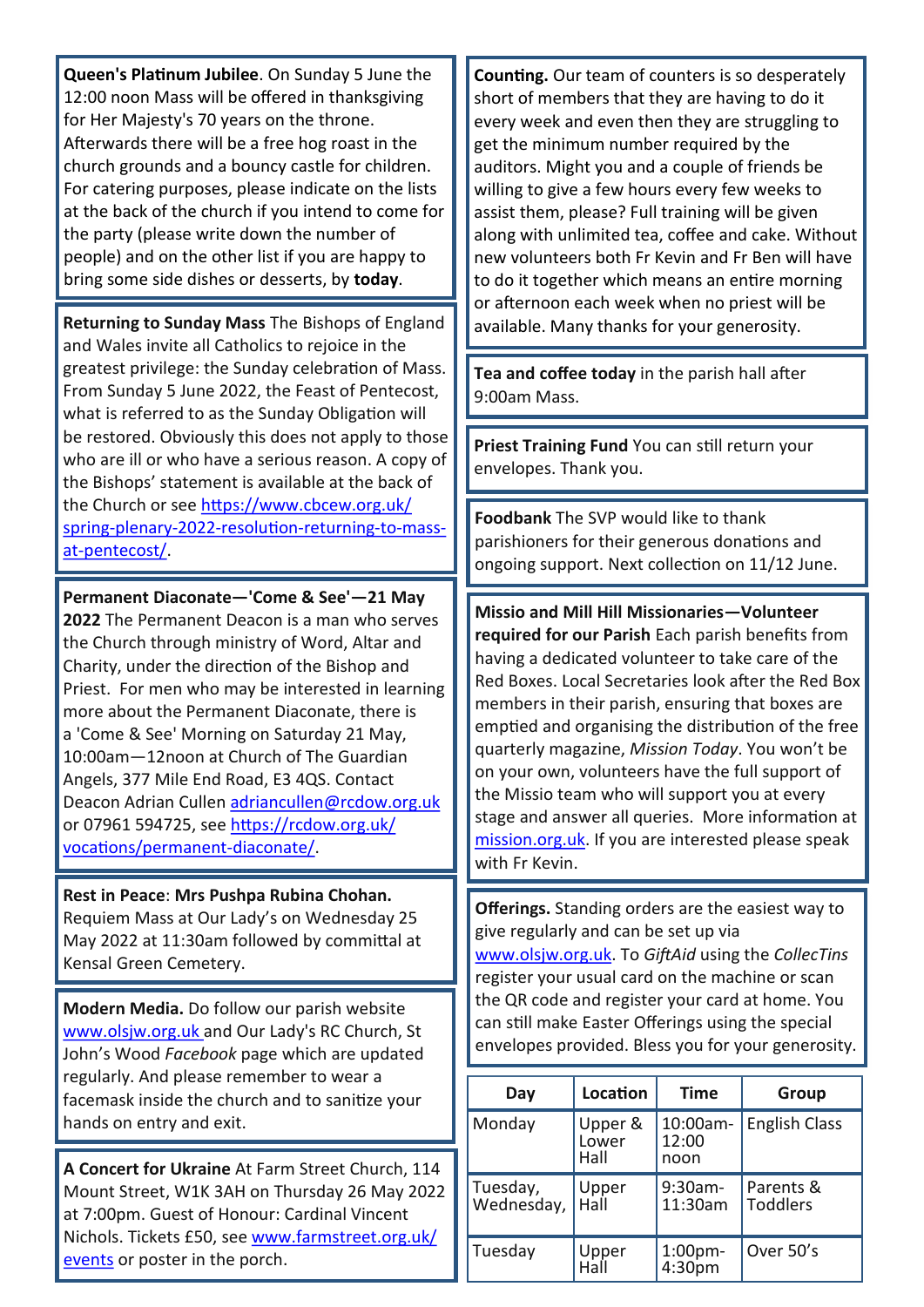**Queen's Platinum Jubilee**. On Sunday 5 June the 12:00 noon Mass will be offered in thanksgiving for Her Majesty's 70 years on the throne. Afterwards there will be a free hog roast in the church grounds and a bouncy castle for children. For catering purposes, please indicate on the lists at the back of the church if you intend to come for the party (please write down the number of people) and on the other list if you are happy to bring some side dishes or desserts, by **today**.

**Returning to Sunday Mass** The Bishops of England and Wales invite all Catholics to rejoice in the greatest privilege: the Sunday celebration of Mass. From Sunday 5 June 2022, the Feast of Pentecost, what is referred to as the Sunday Obligation will be restored. Obviously this does not apply to those who are ill or who have a serious reason. A copy of the Bishops' statement is available at the back of the Church or see https://www.cbcew.org.uk/spring-plenary-2022-resolution-returning-to-mass-at-pentecost/.

**Permanent Diaconate—'Come & See'—21 May 2022** The Permanent Deacon is a man who serves the Church through ministry of Word, Altar and Charity, under the direction of the Bishop and Priest. For men who may be interested in learning more about the Permanent Diaconate, there is a 'Come & See' Morning on Saturday 21 May, 10:00am—12noon at Church of The Guardian Angels, 377 Mile End Road, E3 4QS. Contact Deacon Adrian Cullen adriancullen@rcdow.org.uk or 07961 594725, see https://rcdow.org.uk/vocations/permanent-diaconate/.

**Rest in Peace**: **Mrs Pushpa Rubina Chohan.** Requiem Mass at Our Lady's on Wednesday 25 May 2022 at 11:30am followed by committal at Kensal Green Cemetery.

**Modern Media.** Do follow our parish website www.olsjw.org.uk and Our Lady's RC Church, St John's Wood *Facebook* page which are updated regularly. And please remember to wear a facemask inside the church and to sanitize your hands on entry and exit.

**A Concert for Ukraine** At Farm Street Church, 114 Mount Street, W1K 3AH on Thursday 26 May 2022 at 7:00pm. Guest of Honour: Cardinal Vincent Nichols. Tickets £50, see www.farmstreet.org.uk/events or poster in the porch.

**Counting.** Our team of counters is so desperately short of members that they are having to do it every week and even then they are struggling to get the minimum number required by the auditors. Might you and a couple of friends be willing to give a few hours every few weeks to assist them, please? Full training will be given along with unlimited tea, coffee and cake. Without new volunteers both Fr Kevin and Fr Ben will have to do it together which means an entire morning or afternoon each week when no priest will be available. Many thanks for your generosity.

**Tea and coffee today** in the parish hall after 9:00am Mass.

**Priest Training Fund** You can still return your envelopes. Thank you.

**Foodbank** The SVP would like to thank parishioners for their generous donations and ongoing support. Next collection on 11/12 June.

**Missio and Mill Hill Missionaries—Volunteer required for our Parish** Each parish benefits from having a dedicated volunteer to take care of the Red Boxes. Local Secretaries look after the Red Box members in their parish, ensuring that boxes are emptied and organising the distribution of the free quarterly magazine, *Mission Today*. You won't be on your own, volunteers have the full support of the Missio team who will support you at every stage and answer all queries. More information at mission.org.uk. If you are interested please speak with Fr Kevin.

**Offerings.** Standing orders are the easiest way to give regularly and can be set up via www.olsjw.org.uk. To *GiftAid* using the *CollecTins* register your usual card on the machine or scan the QR code and register your card at home. You can still make Easter Offerings using the special envelopes provided. Bless you for your generosity.

| Day | Location | Time | Group |
|---|---|---|---|
| Monday | Upper & Lower Hall | 10:00am-12:00 noon | English Class |
| Tuesday, Wednesday, | Upper Hall | 9:30am-11:30am | Parents & Toddlers |
| Tuesday | Upper Hall | 1:00pm-4:30pm | Over 50's |